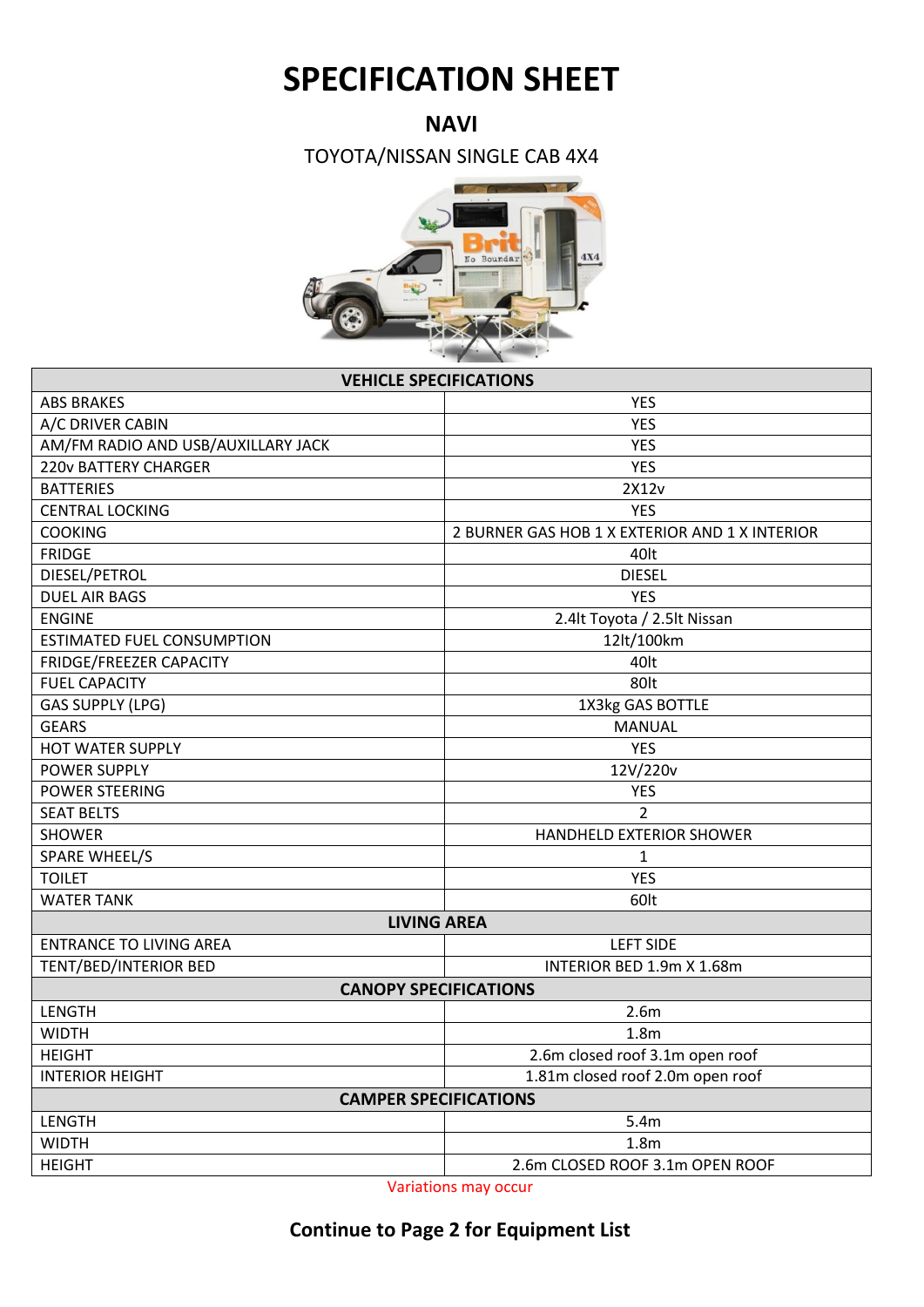# SPECIFICATION SHEET

## NAVI

TOYOTA/NISSAN SINGLE CAB 4X4

| VEHICLE SPECIFICATIONS | |
|---|---|
| ABS BRAKES | YES |
| A/C DRIVER CABIN | YES |
| AM/FM RADIO AND USB/AUXILLARY JACK | YES |
| 220v BATTERY CHARGER | YES |
| BATTERIES | 2X12v |
| CENTRAL LOCKING | YES |
| COOKING | 2 BURNER GAS HOB 1 X EXTERIOR AND 1 X INTERIOR |
| FRIDGE | 40lt |
| DIESEL/PETROL | DIESEL |
| DUEL AIR BAGS | YES |
| ENGINE | 2.4lt Toyota / 2.5lt Nissan |
| ESTIMATED FUEL CONSUMPTION | 12lt/100km |
| FRIDGE/FREEZER CAPACITY | 40lt |
| FUEL CAPACITY | 80lt |
| GAS SUPPLY (LPG) | 1X3kg GAS BOTTLE |
| GEARS | MANUAL |
| HOT WATER SUPPLY | YES |
| POWER SUPPLY | 12V/220v |
| POWER STEERING | YES |
| SEAT BELTS | 2 |
| SHOWER | HANDHELD EXTERIOR SHOWER |
| SPARE WHEEL/S | 1 |
| TOILET | YES |
| WATER TANK | 60lt |
| **LIVING AREA** | |
| ENTRANCE TO LIVING AREA | LEFT SIDE |
| TENT/BED/INTERIOR BED | INTERIOR BED 1.9m X 1.68m |
| **CANOPY SPECIFICATIONS** | |
| LENGTH | 2.6m |
| WIDTH | 1.8m |
| HEIGHT | 2.6m closed roof 3.1m open roof |
| INTERIOR HEIGHT | 1.81m closed roof 2.0m open roof |
| **CAMPER SPECIFICATIONS** | |
| LENGTH | 5.4m |
| WIDTH | 1.8m |
| HEIGHT | 2.6m CLOSED ROOF 3.1m OPEN ROOF |

Variations may occur

**Continue to Page 2 for Equipment List**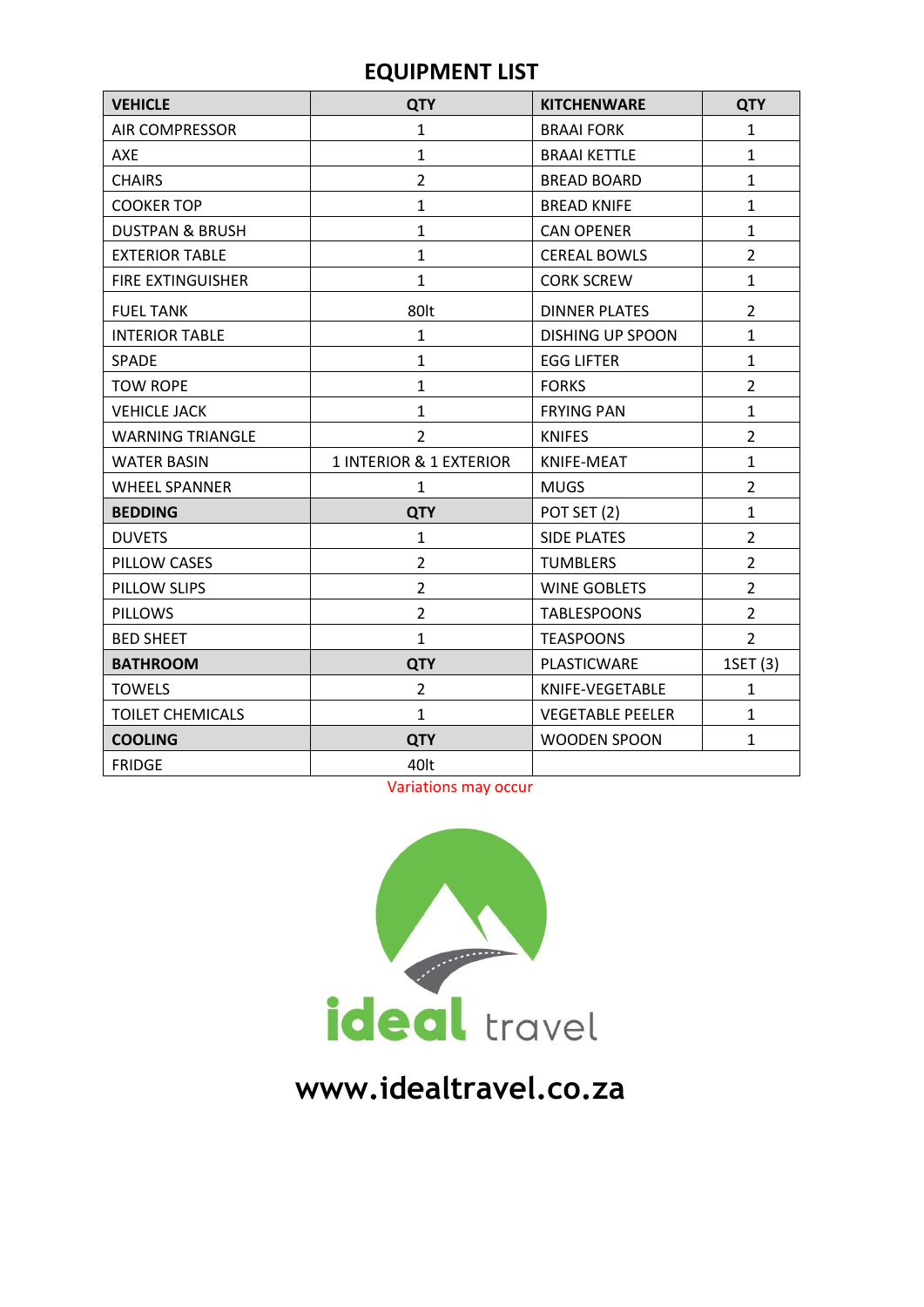## EQUIPMENT LIST

| VEHICLE | QTY | KITCHENWARE | QTY |
|---|---|---|---|
| AIR COMPRESSOR | 1 | BRAAI FORK | 1 |
| AXE | 1 | BRAAI KETTLE | 1 |
| CHAIRS | 2 | BREAD BOARD | 1 |
| COOKER TOP | 1 | BREAD KNIFE | 1 |
| DUSTPAN & BRUSH | 1 | CAN OPENER | 1 |
| EXTERIOR TABLE | 1 | CEREAL BOWLS | 2 |
| FIRE EXTINGUISHER | 1 | CORK SCREW | 1 |
| FUEL TANK | 80lt | DINNER PLATES | 2 |
| INTERIOR TABLE | 1 | DISHING UP SPOON | 1 |
| SPADE | 1 | EGG LIFTER | 1 |
| TOW ROPE | 1 | FORKS | 2 |
| VEHICLE JACK | 1 | FRYING PAN | 1 |
| WARNING TRIANGLE | 2 | KNIFES | 2 |
| WATER BASIN | 1 INTERIOR & 1 EXTERIOR | KNIFE-MEAT | 1 |
| WHEEL SPANNER | 1 | MUGS | 2 |
| **BEDDING** | **QTY** | POT SET (2) | 1 |
| DUVETS | 1 | SIDE PLATES | 2 |
| PILLOW CASES | 2 | TUMBLERS | 2 |
| PILLOW SLIPS | 2 | WINE GOBLETS | 2 |
| PILLOWS | 2 | TABLESPOONS | 2 |
| BED SHEET | 1 | TEASPOONS | 2 |
| **BATHROOM** | **QTY** | PLASTICWARE | 1SET (3) |
| TOWELS | 2 | KNIFE-VEGETABLE | 1 |
| TOILET CHEMICALS | 1 | VEGETABLE PEELER | 1 |
| **COOLING** | **QTY** | WOODEN SPOON | 1 |
| FRIDGE | 40lt | | |

Variations may occur

ideal travel

**www.idealtravel.co.za**